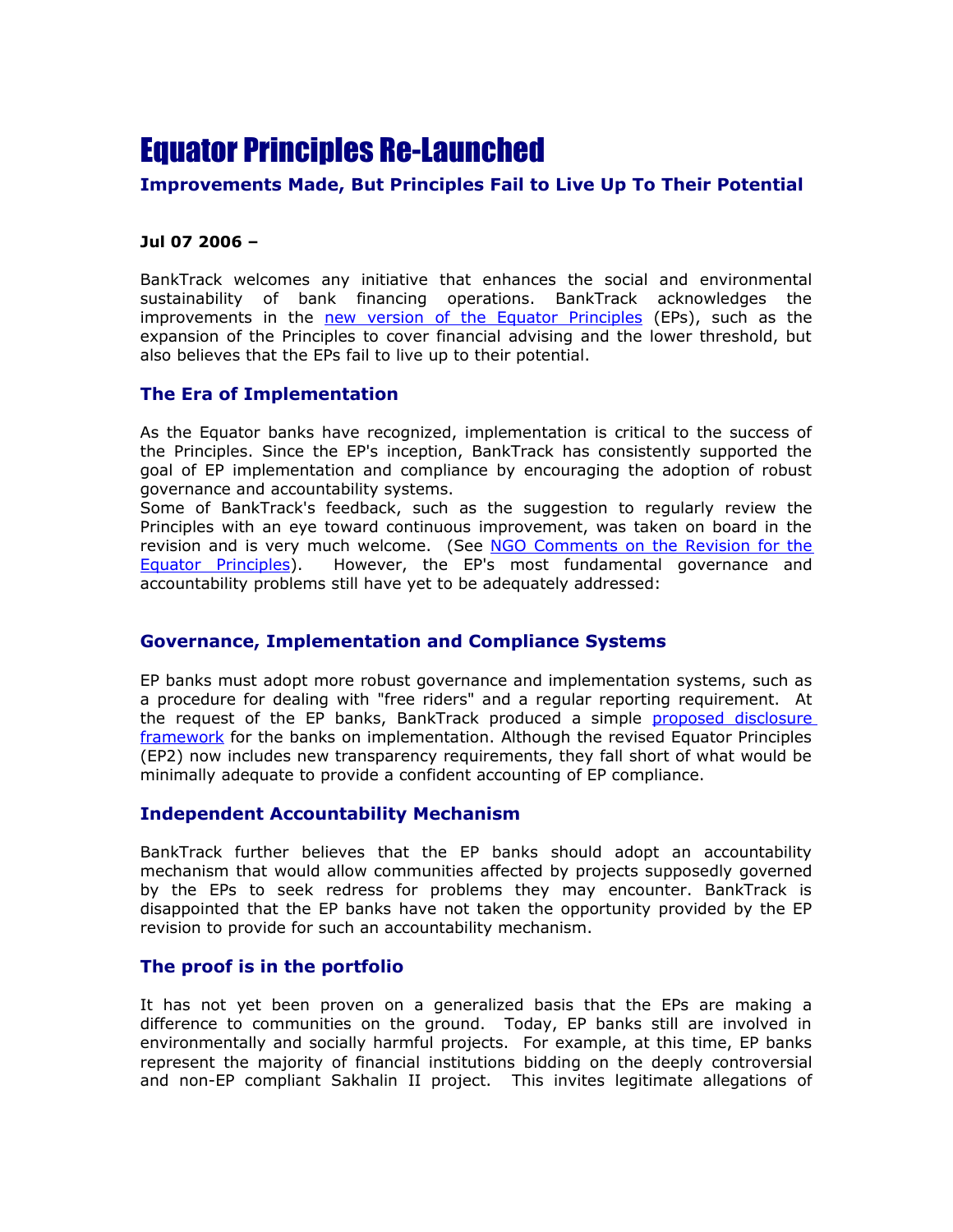# Equator Principles Re-Launched

### Improvements Made, But Principles Fail to Live Up To Their Potential

**Jul 07 2006 –**

BankTrack welcomes any initiative that enhances the social and environmental sustainability of bank financing operations. BankTrack acknowledges the improvements in the new version of the Equator Principles (EPs), such as the expansion of the Principles to cover financial advising and the lower threshold, but also believes that the EPs fail to live up to their potential.

## The Era of Implementation

As the Equator banks have recognized, implementation is critical to the success of the Principles. Since the EP's inception, BankTrack has consistently supported the goal of EP implementation and compliance by encouraging the adoption of robust governance and accountability systems.
Some of BankTrack's feedback, such as the suggestion to regularly review the Principles with an eye toward continuous improvement, was taken on board in the revision and is very much welcome. (See NGO Comments on the Revision for the Equator Principles). However, the EP's most fundamental governance and accountability problems still have yet to be adequately addressed:

## Governance, Implementation and Compliance Systems

EP banks must adopt more robust governance and implementation systems, such as a procedure for dealing with "free riders" and a regular reporting requirement. At the request of the EP banks, BankTrack produced a simple proposed disclosure framework for the banks on implementation. Although the revised Equator Principles (EP2) now includes new transparency requirements, they fall short of what would be minimally adequate to provide a confident accounting of EP compliance.

## Independent Accountability Mechanism

BankTrack further believes that the EP banks should adopt an accountability mechanism that would allow communities affected by projects supposedly governed by the EPs to seek redress for problems they may encounter. BankTrack is disappointed that the EP banks have not taken the opportunity provided by the EP revision to provide for such an accountability mechanism.

## The proof is in the portfolio

It has not yet been proven on a generalized basis that the EPs are making a difference to communities on the ground. Today, EP banks still are involved in environmentally and socially harmful projects. For example, at this time, EP banks represent the majority of financial institutions bidding on the deeply controversial and non-EP compliant Sakhalin II project. This invites legitimate allegations of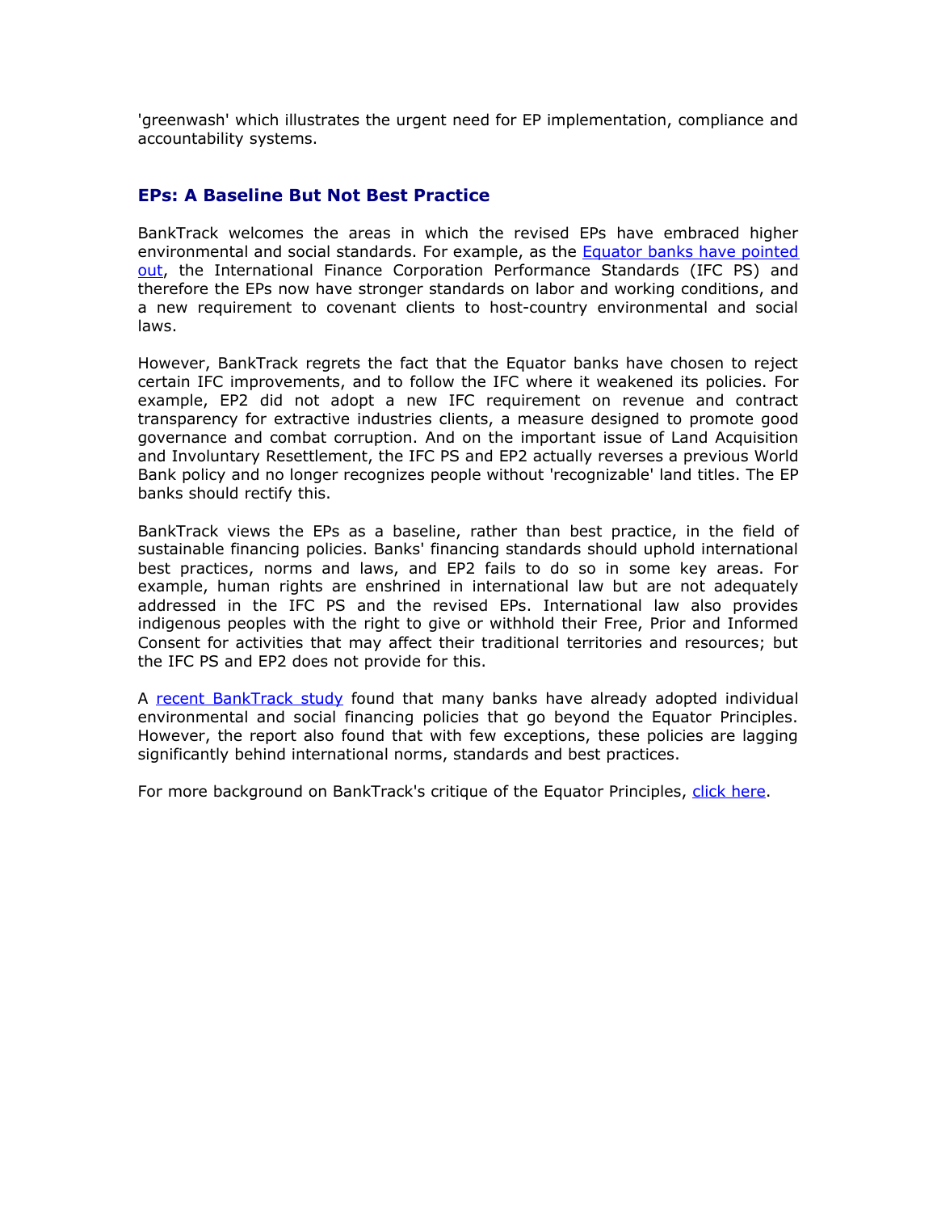'greenwash' which illustrates the urgent need for EP implementation, compliance and accountability systems.

## EPs: A Baseline But Not Best Practice

BankTrack welcomes the areas in which the revised EPs have embraced higher environmental and social standards. For example, as the [Equator banks have pointed out](), the International Finance Corporation Performance Standards (IFC PS) and therefore the EPs now have stronger standards on labor and working conditions, and a new requirement to covenant clients to host-country environmental and social laws.

However, BankTrack regrets the fact that the Equator banks have chosen to reject certain IFC improvements, and to follow the IFC where it weakened its policies. For example, EP2 did not adopt a new IFC requirement on revenue and contract transparency for extractive industries clients, a measure designed to promote good governance and combat corruption. And on the important issue of Land Acquisition and Involuntary Resettlement, the IFC PS and EP2 actually reverses a previous World Bank policy and no longer recognizes people without 'recognizable' land titles. The EP banks should rectify this.

BankTrack views the EPs as a baseline, rather than best practice, in the field of sustainable financing policies. Banks' financing standards should uphold international best practices, norms and laws, and EP2 fails to do so in some key areas. For example, human rights are enshrined in international law but are not adequately addressed in the IFC PS and the revised EPs. International law also provides indigenous peoples with the right to give or withhold their Free, Prior and Informed Consent for activities that may affect their traditional territories and resources; but the IFC PS and EP2 does not provide for this.

A [recent BankTrack study]() found that many banks have already adopted individual environmental and social financing policies that go beyond the Equator Principles. However, the report also found that with few exceptions, these policies are lagging significantly behind international norms, standards and best practices.

For more background on BankTrack's critique of the Equator Principles, [click here]().